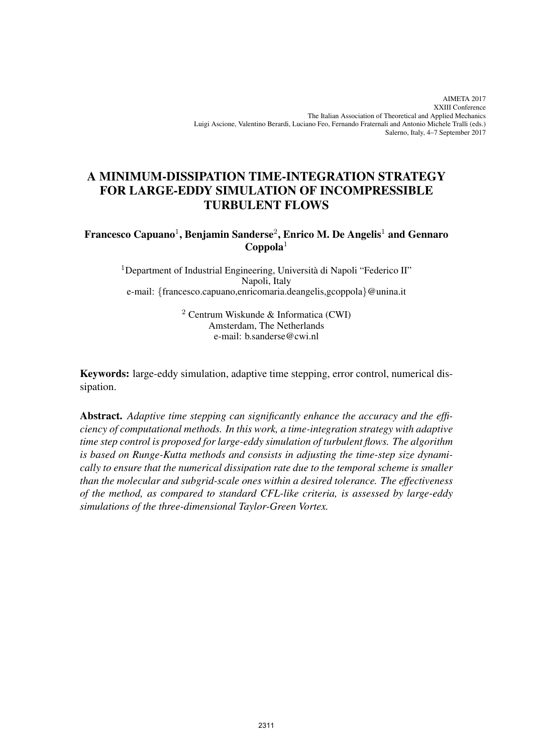# A MINIMUM-DISSIPATION TIME-INTEGRATION STRATEGY FOR LARGE-EDDY SIMULATION OF INCOMPRESSIBLE TURBULENT FLOWS

**Francesco Capuano[1], Benjamin Sanderse[2], Enrico M. De Angelis[1] and Gennaro Coppola[1]**

[1]Department of Industrial Engineering, Università di Napoli "Federico II"
Napoli, Italy
e-mail: {francesco.capuano,enricomaria.deangelis,gcoppola}@unina.it

[2] Centrum Wiskunde & Informatica (CWI)
Amsterdam, The Netherlands
e-mail: b.sanderse@cwi.nl

**Keywords:** large-eddy simulation, adaptive time stepping, error control, numerical dissipation.

**Abstract.** *Adaptive time stepping can significantly enhance the accuracy and the efficiency of computational methods. In this work, a time-integration strategy with adaptive time step control is proposed for large-eddy simulation of turbulent flows. The algorithm is based on Runge-Kutta methods and consists in adjusting the time-step size dynamically to ensure that the numerical dissipation rate due to the temporal scheme is smaller than the molecular and subgrid-scale ones within a desired tolerance. The effectiveness of the method, as compared to standard CFL-like criteria, is assessed by large-eddy simulations of the three-dimensional Taylor-Green Vortex.*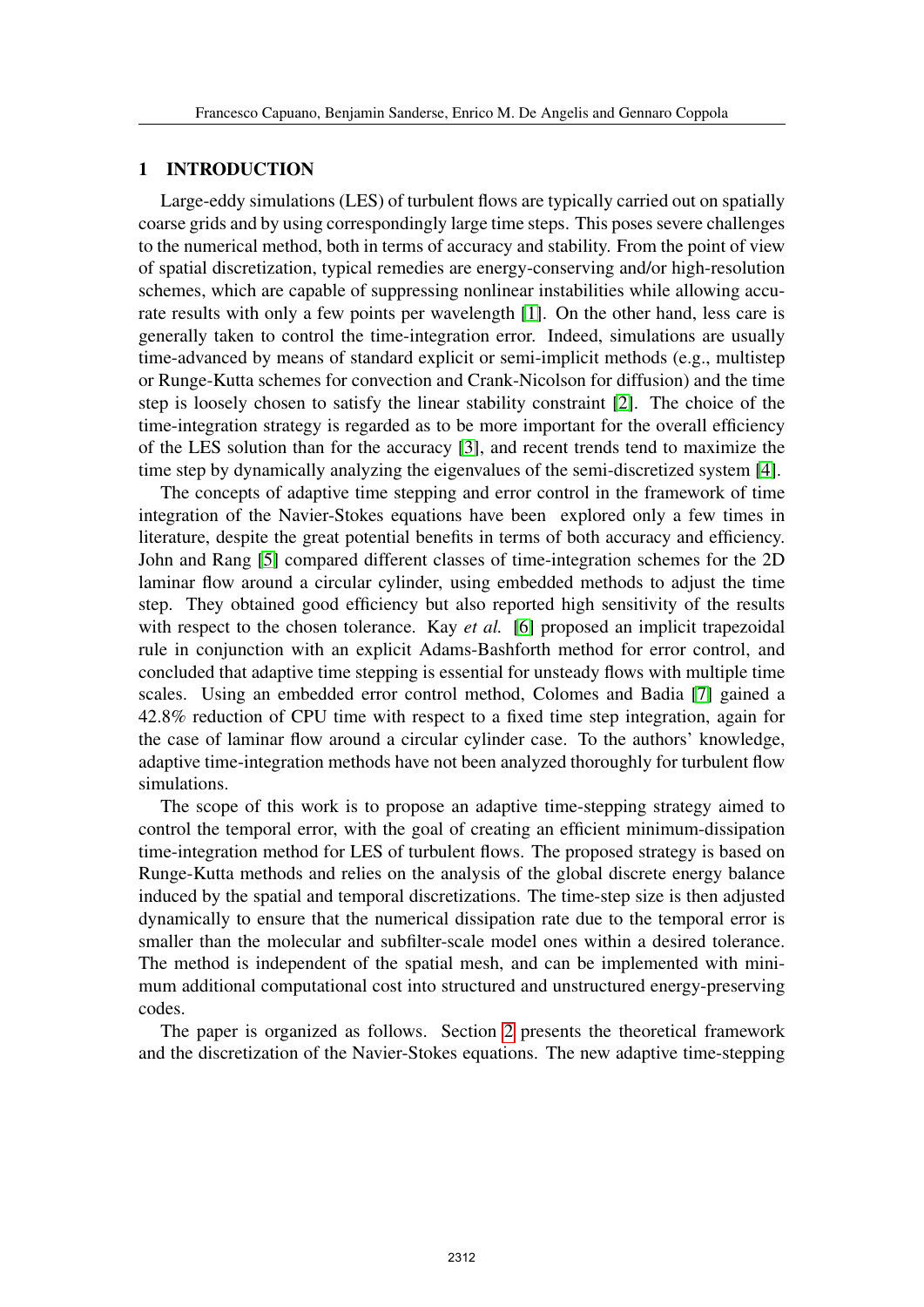## 1 INTRODUCTION

Large-eddy simulations (LES) of turbulent flows are typically carried out on spatially coarse grids and by using correspondingly large time steps. This poses severe challenges to the numerical method, both in terms of accuracy and stability. From the point of view of spatial discretization, typical remedies are energy-conserving and/or high-resolution schemes, which are capable of suppressing nonlinear instabilities while allowing accurate results with only a few points per wavelength [1]. On the other hand, less care is generally taken to control the time-integration error. Indeed, simulations are usually time-advanced by means of standard explicit or semi-implicit methods (e.g., multistep or Runge-Kutta schemes for convection and Crank-Nicolson for diffusion) and the time step is loosely chosen to satisfy the linear stability constraint [2]. The choice of the time-integration strategy is regarded as to be more important for the overall efficiency of the LES solution than for the accuracy [3], and recent trends tend to maximize the time step by dynamically analyzing the eigenvalues of the semi-discretized system [4].

The concepts of adaptive time stepping and error control in the framework of time integration of the Navier-Stokes equations have been explored only a few times in literature, despite the great potential benefits in terms of both accuracy and efficiency. John and Rang [5] compared different classes of time-integration schemes for the 2D laminar flow around a circular cylinder, using embedded methods to adjust the time step. They obtained good efficiency but also reported high sensitivity of the results with respect to the chosen tolerance. Kay *et al.* [6] proposed an implicit trapezoidal rule in conjunction with an explicit Adams-Bashforth method for error control, and concluded that adaptive time stepping is essential for unsteady flows with multiple time scales. Using an embedded error control method, Colomes and Badia [7] gained a 42.8% reduction of CPU time with respect to a fixed time step integration, again for the case of laminar flow around a circular cylinder case. To the authors' knowledge, adaptive time-integration methods have not been analyzed thoroughly for turbulent flow simulations.

The scope of this work is to propose an adaptive time-stepping strategy aimed to control the temporal error, with the goal of creating an efficient minimum-dissipation time-integration method for LES of turbulent flows. The proposed strategy is based on Runge-Kutta methods and relies on the analysis of the global discrete energy balance induced by the spatial and temporal discretizations. The time-step size is then adjusted dynamically to ensure that the numerical dissipation rate due to the temporal error is smaller than the molecular and subfilter-scale model ones within a desired tolerance. The method is independent of the spatial mesh, and can be implemented with minimum additional computational cost into structured and unstructured energy-preserving codes.

The paper is organized as follows. Section 2 presents the theoretical framework and the discretization of the Navier-Stokes equations. The new adaptive time-stepping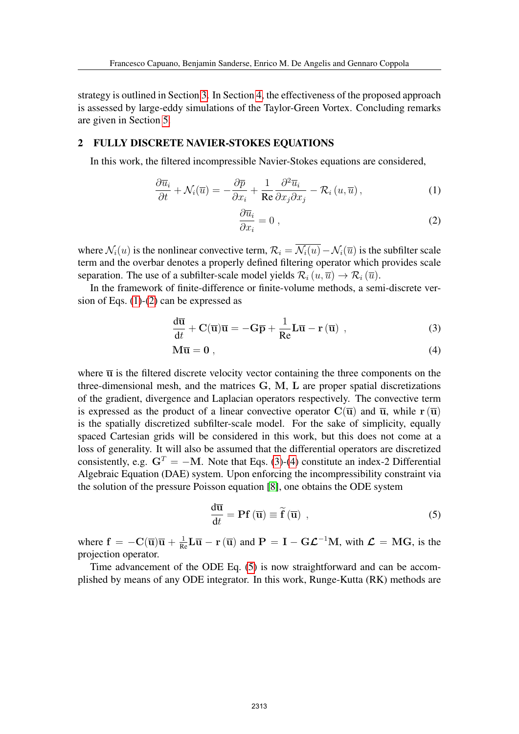strategy is outlined in Section 3. In Section 4, the effectiveness of the proposed approach is assessed by large-eddy simulations of the Taylor-Green Vortex. Concluding remarks are given in Section 5.

## 2 FULLY DISCRETE NAVIER-STOKES EQUATIONS

In this work, the filtered incompressible Navier-Stokes equations are considered,

$$\frac{\partial \overline{u}_i}{\partial t} + \mathcal{N}_i(\overline{u}) = -\frac{\partial \overline{p}}{\partial x_i} + \frac{1}{\mathrm{Re}}\frac{\partial^2 \overline{u}_i}{\partial x_j \partial x_j} - \mathcal{R}_i\left(u, \overline{u}\right), \tag{1}$$

$$\frac{\partial \overline{u}_i}{\partial x_i} = 0 \;, \tag{2}$$

where $\mathcal{N}_i(u)$ is the nonlinear convective term, $\mathcal{R}_i = \overline{\mathcal{N}_i(u)} - \mathcal{N}_i(\overline{u})$ is the subfilter scale term and the overbar denotes a properly defined filtering operator which provides scale separation. The use of a subfilter-scale model yields $\mathcal{R}_i\left(u, \overline{u}\right) \rightarrow \mathcal{R}_i\left(\overline{u}\right)$.

In the framework of finite-difference or finite-volume methods, a semi-discrete version of Eqs. (1)-(2) can be expressed as

$$\frac{\mathrm{d}\overline{\mathbf{u}}}{\mathrm{d}t} + \mathbf{C}(\overline{\mathbf{u}})\overline{\mathbf{u}} = -\mathbf{G}\overline{\mathbf{p}} + \frac{1}{\mathrm{Re}}\mathbf{L}\overline{\mathbf{u}} - \mathbf{r}\left(\overline{\mathbf{u}}\right) \;, \tag{3}$$

$$\mathbf{M}\overline{\mathbf{u}} = \mathbf{0} \;, \tag{4}$$

where $\overline{\mathbf{u}}$ is the filtered discrete velocity vector containing the three components on the three-dimensional mesh, and the matrices $\mathbf{G}$, $\mathbf{M}$, $\mathbf{L}$ are proper spatial discretizations of the gradient, divergence and Laplacian operators respectively. The convective term is expressed as the product of a linear convective operator $\mathbf{C}(\overline{\mathbf{u}})$ and $\overline{\mathbf{u}}$, while $\mathbf{r}\left(\overline{\mathbf{u}}\right)$ is the spatially discretized subfilter-scale model. For the sake of simplicity, equally spaced Cartesian grids will be considered in this work, but this does not come at a loss of generality. It will also be assumed that the differential operators are discretized consistently, e.g. $\mathbf{G}^T = -\mathbf{M}$. Note that Eqs. (3)-(4) constitute an index-2 Differential Algebraic Equation (DAE) system. Upon enforcing the incompressibility constraint via the solution of the pressure Poisson equation [8], one obtains the ODE system

$$\frac{\mathrm{d}\overline{\mathbf{u}}}{\mathrm{d}t} = \mathbf{P}\mathbf{f}\left(\overline{\mathbf{u}}\right) \equiv \widetilde{\mathbf{f}}\left(\overline{\mathbf{u}}\right) \;, \tag{5}$$

where $\mathbf{f} = -\mathbf{C}(\overline{\mathbf{u}})\overline{\mathbf{u}} + \frac{1}{\mathrm{Re}}\mathbf{L}\overline{\mathbf{u}} - \mathbf{r}\left(\overline{\mathbf{u}}\right)$ and $\mathbf{P} = \mathbf{I} - \mathbf{G}\boldsymbol{\mathcal{L}}^{-1}\mathbf{M}$, with $\boldsymbol{\mathcal{L}} = \mathbf{M}\mathbf{G}$, is the projection operator.

Time advancement of the ODE Eq. (5) is now straightforward and can be accomplished by means of any ODE integrator. In this work, Runge-Kutta (RK) methods are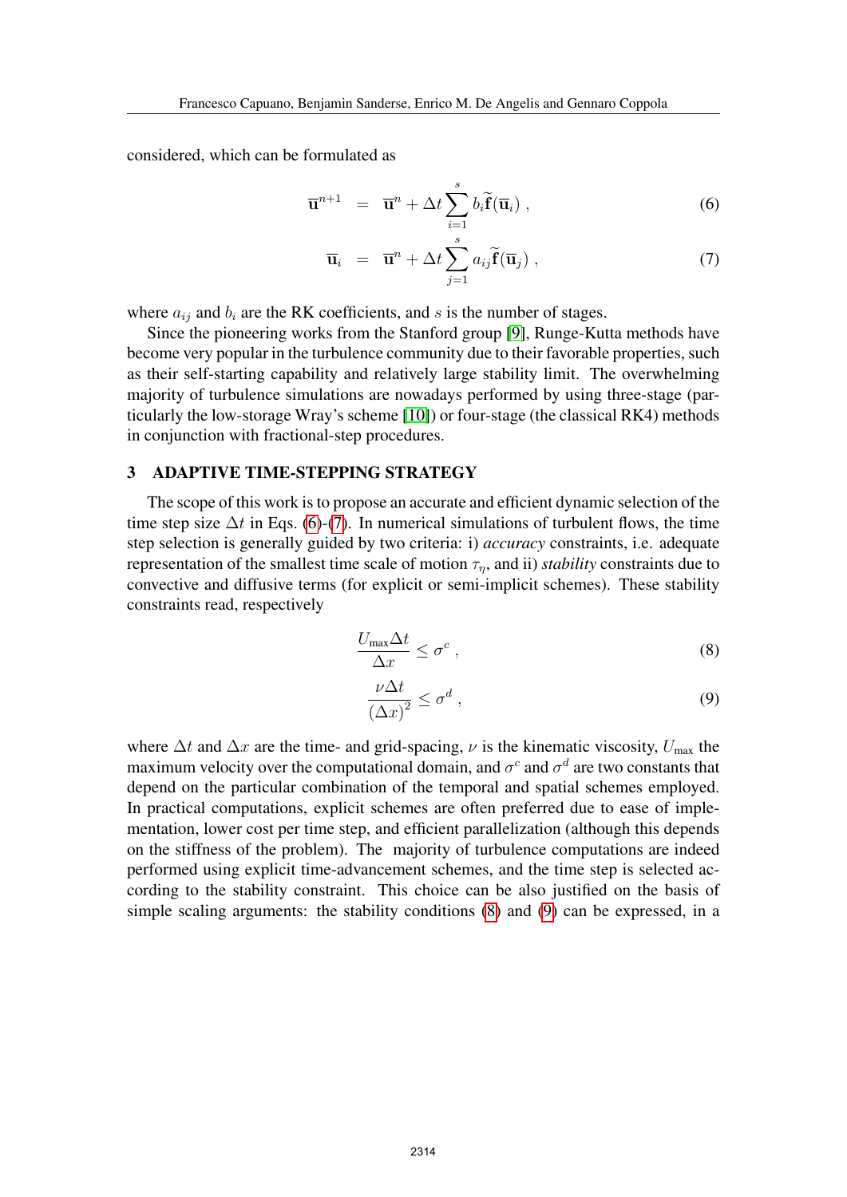considered, which can be formulated as

$$\overline{\mathbf{u}}^{n+1} = \overline{\mathbf{u}}^{n} + \Delta t \sum_{i=1}^{s} b_i \widetilde{\mathbf{f}}(\overline{\mathbf{u}}_i) , \tag{6}$$

$$\overline{\mathbf{u}}_i = \overline{\mathbf{u}}^{n} + \Delta t \sum_{j=1}^{s} a_{ij} \widetilde{\mathbf{f}}(\overline{\mathbf{u}}_j) , \tag{7}$$

where $a_{ij}$ and $b_i$ are the RK coefficients, and $s$ is the number of stages.

Since the pioneering works from the Stanford group [9], Runge-Kutta methods have become very popular in the turbulence community due to their favorable properties, such as their self-starting capability and relatively large stability limit. The overwhelming majority of turbulence simulations are nowadays performed by using three-stage (particularly the low-storage Wray's scheme [10]) or four-stage (the classical RK4) methods in conjunction with fractional-step procedures.

## 3 ADAPTIVE TIME-STEPPING STRATEGY

The scope of this work is to propose an accurate and efficient dynamic selection of the time step size $\Delta t$ in Eqs. (6)-(7). In numerical simulations of turbulent flows, the time step selection is generally guided by two criteria: i) *accuracy* constraints, i.e. adequate representation of the smallest time scale of motion $\tau_\eta$, and ii) *stability* constraints due to convective and diffusive terms (for explicit or semi-implicit schemes). These stability constraints read, respectively

$$\frac{U_{\text{max}} \Delta t}{\Delta x} \leq \sigma^c , \tag{8}$$

$$\frac{\nu \Delta t}{(\Delta x)^2} \leq \sigma^d , \tag{9}$$

where $\Delta t$ and $\Delta x$ are the time- and grid-spacing, $\nu$ is the kinematic viscosity, $U_{\text{max}}$ the maximum velocity over the computational domain, and $\sigma^c$ and $\sigma^d$ are two constants that depend on the particular combination of the temporal and spatial schemes employed. In practical computations, explicit schemes are often preferred due to ease of implementation, lower cost per time step, and efficient parallelization (although this depends on the stiffness of the problem). The majority of turbulence computations are indeed performed using explicit time-advancement schemes, and the time step is selected according to the stability constraint. This choice can be also justified on the basis of simple scaling arguments: the stability conditions (8) and (9) can be expressed, in a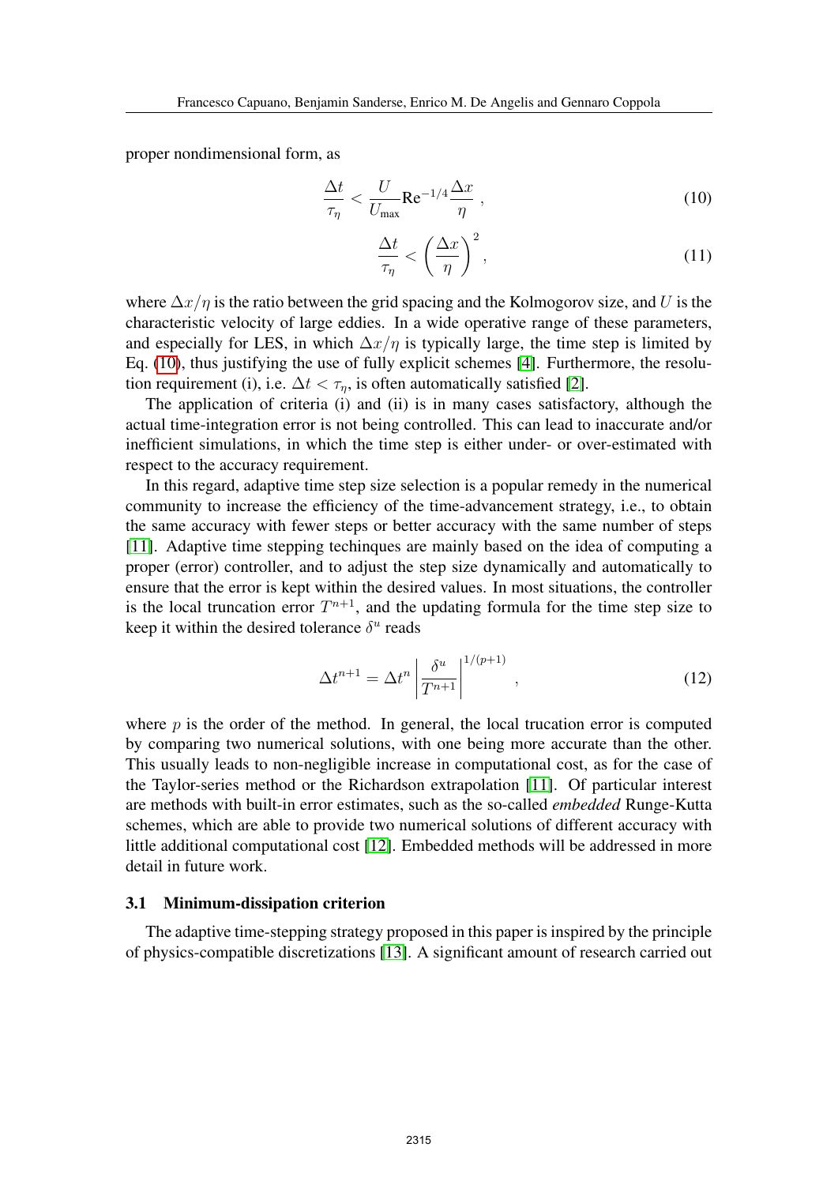proper nondimensional form, as

$$\frac{\Delta t}{\tau_\eta} < \frac{U}{U_{\max}} \mathrm{Re}^{-1/4} \frac{\Delta x}{\eta} \,, \tag{10}$$

$$\frac{\Delta t}{\tau_\eta} < \left( \frac{\Delta x}{\eta} \right)^2 , \tag{11}$$

where $\Delta x/\eta$ is the ratio between the grid spacing and the Kolmogorov size, and $U$ is the characteristic velocity of large eddies. In a wide operative range of these parameters, and especially for LES, in which $\Delta x/\eta$ is typically large, the time step is limited by Eq. (10), thus justifying the use of fully explicit schemes [4]. Furthermore, the resolution requirement (i), i.e. $\Delta t < \tau_\eta$, is often automatically satisfied [2].

The application of criteria (i) and (ii) is in many cases satisfactory, although the actual time-integration error is not being controlled. This can lead to inaccurate and/or inefficient simulations, in which the time step is either under- or over-estimated with respect to the accuracy requirement.

In this regard, adaptive time step size selection is a popular remedy in the numerical community to increase the efficiency of the time-advancement strategy, i.e., to obtain the same accuracy with fewer steps or better accuracy with the same number of steps [11]. Adaptive time stepping techinques are mainly based on the idea of computing a proper (error) controller, and to adjust the step size dynamically and automatically to ensure that the error is kept within the desired values. In most situations, the controller is the local truncation error $T^{n+1}$, and the updating formula for the time step size to keep it within the desired tolerance $\delta^u$ reads

$$\Delta t^{n+1} = \Delta t^n \left| \frac{\delta^u}{T^{n+1}} \right|^{1/(p+1)} , \tag{12}$$

where $p$ is the order of the method. In general, the local trucation error is computed by comparing two numerical solutions, with one being more accurate than the other. This usually leads to non-negligible increase in computational cost, as for the case of the Taylor-series method or the Richardson extrapolation [11]. Of particular interest are methods with built-in error estimates, such as the so-called *embedded* Runge-Kutta schemes, which are able to provide two numerical solutions of different accuracy with little additional computational cost [12]. Embedded methods will be addressed in more detail in future work.

### 3.1 Minimum-dissipation criterion

The adaptive time-stepping strategy proposed in this paper is inspired by the principle of physics-compatible discretizations [13]. A significant amount of research carried out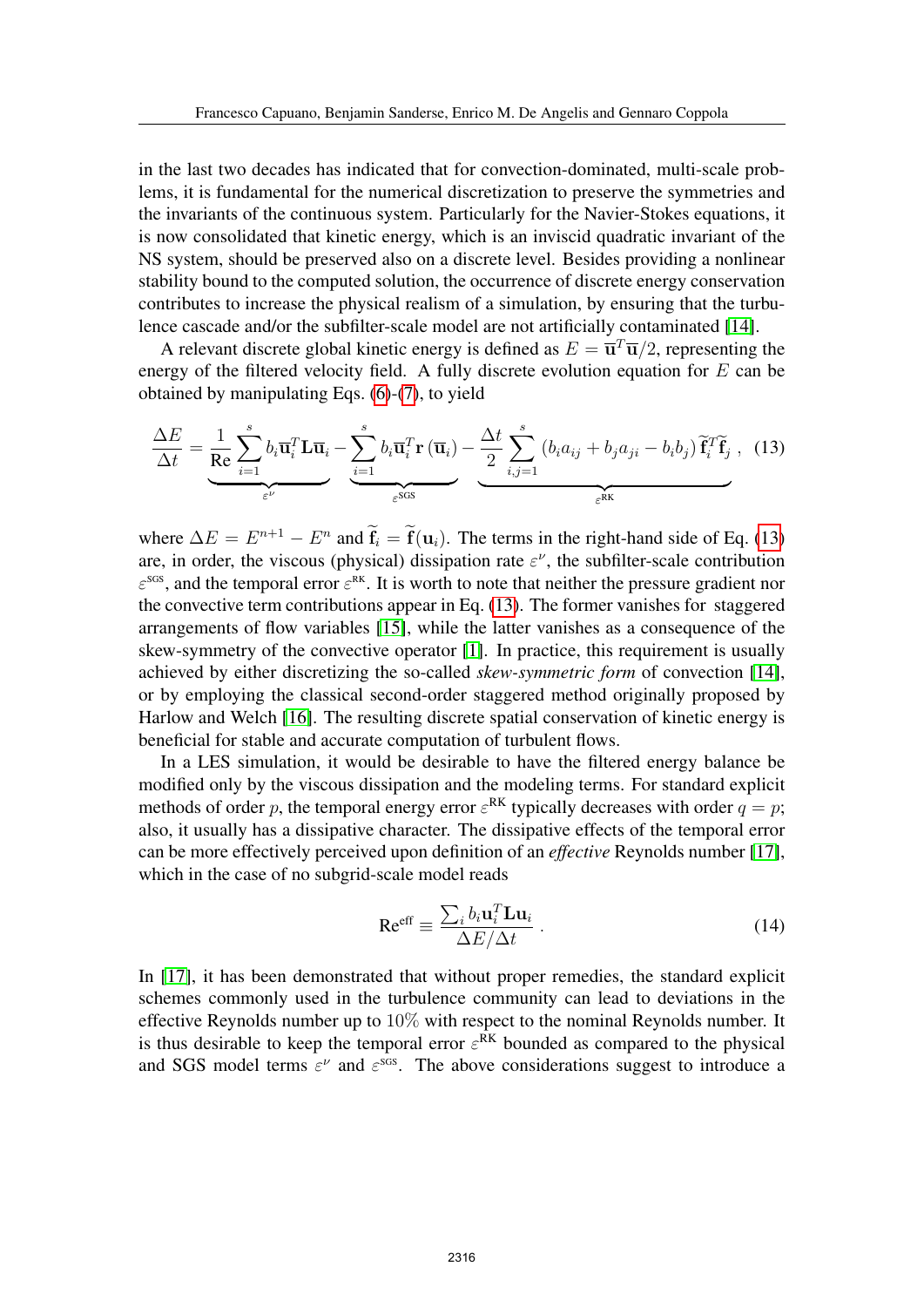in the last two decades has indicated that for convection-dominated, multi-scale problems, it is fundamental for the numerical discretization to preserve the symmetries and the invariants of the continuous system. Particularly for the Navier-Stokes equations, it is now consolidated that kinetic energy, which is an inviscid quadratic invariant of the NS system, should be preserved also on a discrete level. Besides providing a nonlinear stability bound to the computed solution, the occurrence of discrete energy conservation contributes to increase the physical realism of a simulation, by ensuring that the turbulence cascade and/or the subfilter-scale model are not artificially contaminated [14].

A relevant discrete global kinetic energy is defined as $E = \overline{\mathbf{u}}^T\overline{\mathbf{u}}/2$, representing the energy of the filtered velocity field. A fully discrete evolution equation for $E$ can be obtained by manipulating Eqs. (6)-(7), to yield

$$\frac{\Delta E}{\Delta t} = \underbrace{\frac{1}{\text{Re}}\sum_{i=1}^{s} b_i \overline{\mathbf{u}}_i^T \mathbf{L}\overline{\mathbf{u}}_i}_{\varepsilon^{\nu}} - \underbrace{\sum_{i=1}^{s} b_i \overline{\mathbf{u}}_i^T \mathbf{r}\left(\overline{\mathbf{u}}_i\right)}_{\varepsilon^{\text{SGS}}} - \underbrace{\frac{\Delta t}{2}\sum_{i,j=1}^{s}\left(b_i a_{ij} + b_j a_{ji} - b_i b_j\right)\widetilde{\mathbf{f}}_i^T\widetilde{\mathbf{f}}_j}_{\varepsilon^{\text{RK}}}\,, \quad (13)$$

where $\Delta E = E^{n+1} - E^n$ and $\widetilde{\mathbf{f}}_i = \widetilde{\mathbf{f}}(\mathbf{u}_i)$. The terms in the right-hand side of Eq. (13) are, in order, the viscous (physical) dissipation rate $\varepsilon^{\nu}$, the subfilter-scale contribution $\varepsilon^{\text{SGS}}$, and the temporal error $\varepsilon^{\text{RK}}$. It is worth to note that neither the pressure gradient nor the convective term contributions appear in Eq. (13). The former vanishes for staggered arrangements of flow variables [15], while the latter vanishes as a consequence of the skew-symmetry of the convective operator [1]. In practice, this requirement is usually achieved by either discretizing the so-called *skew-symmetric form* of convection [14], or by employing the classical second-order staggered method originally proposed by Harlow and Welch [16]. The resulting discrete spatial conservation of kinetic energy is beneficial for stable and accurate computation of turbulent flows.

In a LES simulation, it would be desirable to have the filtered energy balance be modified only by the viscous dissipation and the modeling terms. For standard explicit methods of order $p$, the temporal energy error $\varepsilon^{\text{RK}}$ typically decreases with order $q = p$; also, it usually has a dissipative character. The dissipative effects of the temporal error can be more effectively perceived upon definition of an *effective* Reynolds number [17], which in the case of no subgrid-scale model reads

$$\text{Re}^{\text{eff}} \equiv \frac{\sum_i b_i \mathbf{u}_i^T \mathbf{L}\mathbf{u}_i}{\Delta E/\Delta t}\,. \quad (14)$$

In [17], it has been demonstrated that without proper remedies, the standard explicit schemes commonly used in the turbulence community can lead to deviations in the effective Reynolds number up to $10\%$ with respect to the nominal Reynolds number. It is thus desirable to keep the temporal error $\varepsilon^{\text{RK}}$ bounded as compared to the physical and SGS model terms $\varepsilon^{\nu}$ and $\varepsilon^{\text{SGS}}$. The above considerations suggest to introduce a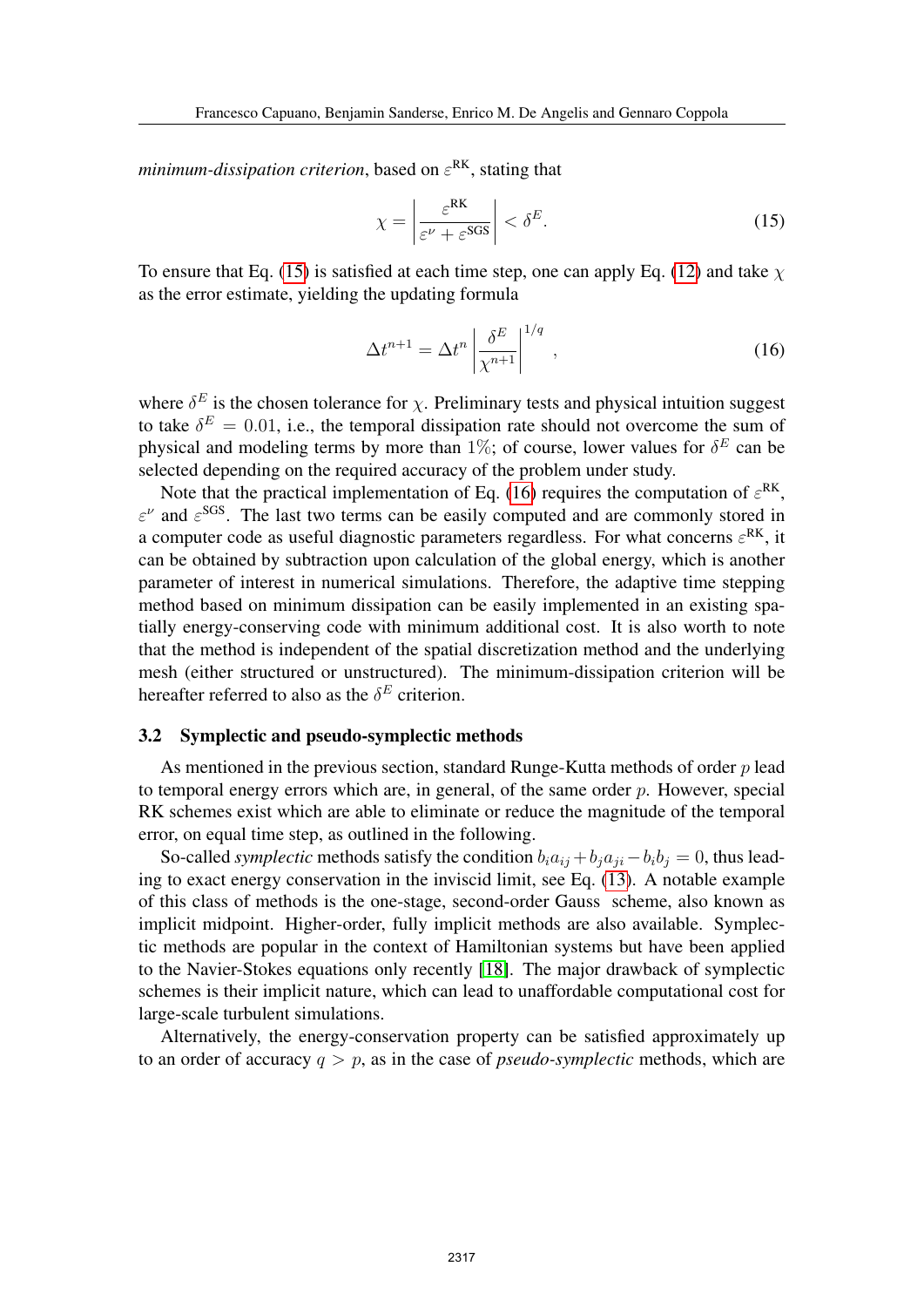*minimum-dissipation criterion*, based on $\varepsilon^{\text{RK}}$, stating that

$$\chi = \left| \frac{\varepsilon^{\text{RK}}}{\varepsilon^{\nu} + \varepsilon^{\text{SGS}}} \right| < \delta^E. \tag{15}$$

To ensure that Eq. (15) is satisfied at each time step, one can apply Eq. (12) and take $\chi$ as the error estimate, yielding the updating formula

$$\Delta t^{n+1} = \Delta t^n \left| \frac{\delta^E}{\chi^{n+1}} \right|^{1/q}, \tag{16}$$

where $\delta^E$ is the chosen tolerance for $\chi$. Preliminary tests and physical intuition suggest to take $\delta^E = 0.01$, i.e., the temporal dissipation rate should not overcome the sum of physical and modeling terms by more than 1%; of course, lower values for $\delta^E$ can be selected depending on the required accuracy of the problem under study.

Note that the practical implementation of Eq. (16) requires the computation of $\varepsilon^{\text{RK}}$, $\varepsilon^{\nu}$ and $\varepsilon^{\text{SGS}}$. The last two terms can be easily computed and are commonly stored in a computer code as useful diagnostic parameters regardless. For what concerns $\varepsilon^{\text{RK}}$, it can be obtained by subtraction upon calculation of the global energy, which is another parameter of interest in numerical simulations. Therefore, the adaptive time stepping method based on minimum dissipation can be easily implemented in an existing spatially energy-conserving code with minimum additional cost. It is also worth to note that the method is independent of the spatial discretization method and the underlying mesh (either structured or unstructured). The minimum-dissipation criterion will be hereafter referred to also as the $\delta^E$ criterion.

### 3.2 Symplectic and pseudo-symplectic methods

As mentioned in the previous section, standard Runge-Kutta methods of order $p$ lead to temporal energy errors which are, in general, of the same order $p$. However, special RK schemes exist which are able to eliminate or reduce the magnitude of the temporal error, on equal time step, as outlined in the following.

So-called *symplectic* methods satisfy the condition $b_i a_{ij} + b_j a_{ji} - b_i b_j = 0$, thus leading to exact energy conservation in the inviscid limit, see Eq. (13). A notable example of this class of methods is the one-stage, second-order Gauss scheme, also known as implicit midpoint. Higher-order, fully implicit methods are also available. Symplectic methods are popular in the context of Hamiltonian systems but have been applied to the Navier-Stokes equations only recently [18]. The major drawback of symplectic schemes is their implicit nature, which can lead to unaffordable computational cost for large-scale turbulent simulations.

Alternatively, the energy-conservation property can be satisfied approximately up to an order of accuracy $q > p$, as in the case of *pseudo-symplectic* methods, which are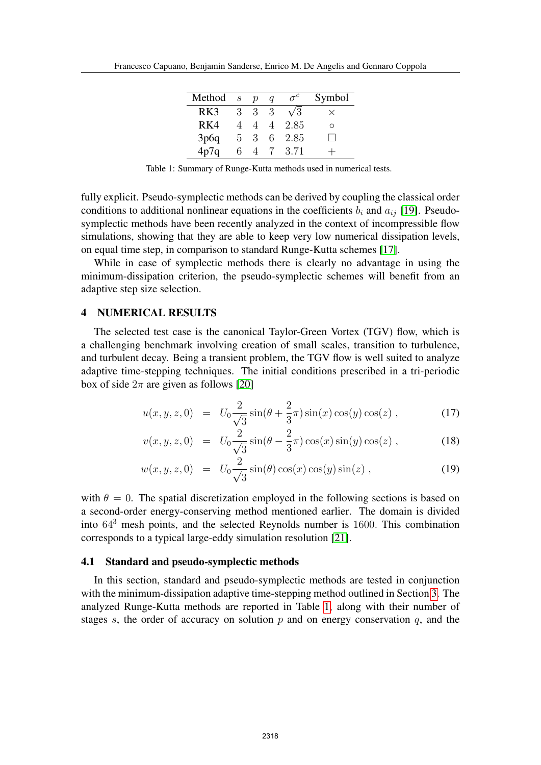| Method | $s$ | $p$ | $q$ | $\sigma^c$ | Symbol |
|---|---|---|---|---|---|
| RK3 | 3 | 3 | 3 | $\sqrt{3}$ | $\times$ |
| RK4 | 4 | 4 | 4 | 2.85 | $\circ$ |
| 3p6q | 5 | 3 | 6 | 2.85 | $\square$ |
| 4p7q | 6 | 4 | 7 | 3.71 | $+$ |

Table 1: Summary of Runge-Kutta methods used in numerical tests.

fully explicit. Pseudo-symplectic methods can be derived by coupling the classical order conditions to additional nonlinear equations in the coefficients $b_i$ and $a_{ij}$ [19]. Pseudo-symplectic methods have been recently analyzed in the context of incompressible flow simulations, showing that they are able to keep very low numerical dissipation levels, on equal time step, in comparison to standard Runge-Kutta schemes [17].

While in case of symplectic methods there is clearly no advantage in using the minimum-dissipation criterion, the pseudo-symplectic schemes will benefit from an adaptive step size selection.

## 4 NUMERICAL RESULTS

The selected test case is the canonical Taylor-Green Vortex (TGV) flow, which is a challenging benchmark involving creation of small scales, transition to turbulence, and turbulent decay. Being a transient problem, the TGV flow is well suited to analyze adaptive time-stepping techniques. The initial conditions prescribed in a tri-periodic box of side $2\pi$ are given as follows [20]

$$u(x,y,z,0) = U_0 \frac{2}{\sqrt{3}} \sin(\theta + \frac{2}{3}\pi) \sin(x) \cos(y) \cos(z) \ , \tag{17}$$

$$v(x,y,z,0) = U_0 \frac{2}{\sqrt{3}} \sin(\theta - \frac{2}{3}\pi) \cos(x) \sin(y) \cos(z) \ , \tag{18}$$

$$w(x,y,z,0) = U_0 \frac{2}{\sqrt{3}} \sin(\theta) \cos(x) \cos(y) \sin(z) \ , \tag{19}$$

with $\theta = 0$. The spatial discretization employed in the following sections is based on a second-order energy-conserving method mentioned earlier. The domain is divided into $64^3$ mesh points, and the selected Reynolds number is 1600. This combination corresponds to a typical large-eddy simulation resolution [21].

### 4.1 Standard and pseudo-symplectic methods

In this section, standard and pseudo-symplectic methods are tested in conjunction with the minimum-dissipation adaptive time-stepping method outlined in Section 3. The analyzed Runge-Kutta methods are reported in Table 1, along with their number of stages $s$, the order of accuracy on solution $p$ and on energy conservation $q$, and the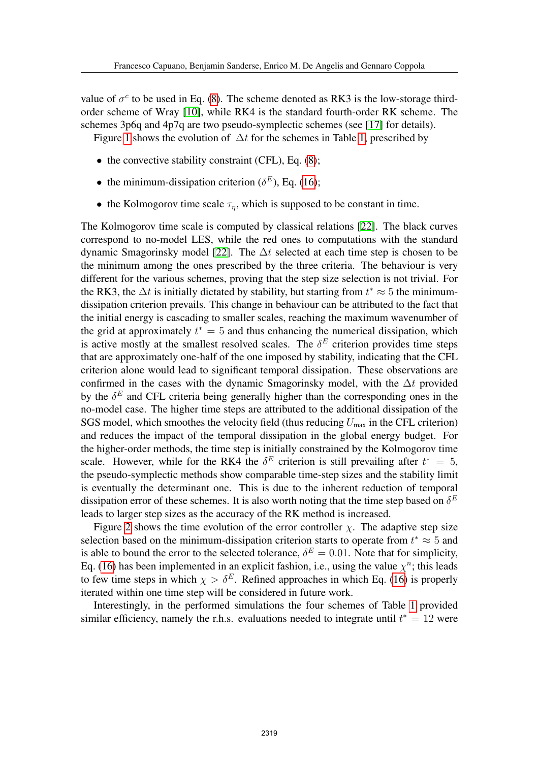value of $\sigma^c$ to be used in Eq. (8). The scheme denoted as RK3 is the low-storage third-order scheme of Wray [10], while RK4 is the standard fourth-order RK scheme. The schemes 3p6q and 4p7q are two pseudo-symplectic schemes (see [17] for details).

Figure 1 shows the evolution of $\Delta t$ for the schemes in Table 1, prescribed by

- the convective stability constraint (CFL), Eq. (8);
- the minimum-dissipation criterion ($\delta^E$), Eq. (16);
- the Kolmogorov time scale $\tau_\eta$, which is supposed to be constant in time.

The Kolmogorov time scale is computed by classical relations [22]. The black curves correspond to no-model LES, while the red ones to computations with the standard dynamic Smagorinsky model [22]. The $\Delta t$ selected at each time step is chosen to be the minimum among the ones prescribed by the three criteria. The behaviour is very different for the various schemes, proving that the step size selection is not trivial. For the RK3, the $\Delta t$ is initially dictated by stability, but starting from $t^* \approx 5$ the minimum-dissipation criterion prevails. This change in behaviour can be attributed to the fact that the initial energy is cascading to smaller scales, reaching the maximum wavenumber of the grid at approximately $t^* = 5$ and thus enhancing the numerical dissipation, which is active mostly at the smallest resolved scales. The $\delta^E$ criterion provides time steps that are approximately one-half of the one imposed by stability, indicating that the CFL criterion alone would lead to significant temporal dissipation. These observations are confirmed in the cases with the dynamic Smagorinsky model, with the $\Delta t$ provided by the $\delta^E$ and CFL criteria being generally higher than the corresponding ones in the no-model case. The higher time steps are attributed to the additional dissipation of the SGS model, which smoothes the velocity field (thus reducing $U_{\text{max}}$ in the CFL criterion) and reduces the impact of the temporal dissipation in the global energy budget. For the higher-order methods, the time step is initially constrained by the Kolmogorov time scale. However, while for the RK4 the $\delta^E$ criterion is still prevailing after $t^* = 5$, the pseudo-symplectic methods show comparable time-step sizes and the stability limit is eventually the determinant one. This is due to the inherent reduction of temporal dissipation error of these schemes. It is also worth noting that the time step based on $\delta^E$ leads to larger step sizes as the accuracy of the RK method is increased.

Figure 2 shows the time evolution of the error controller $\chi$. The adaptive step size selection based on the minimum-dissipation criterion starts to operate from $t^* \approx 5$ and is able to bound the error to the selected tolerance, $\delta^E = 0.01$. Note that for simplicity, Eq. (16) has been implemented in an explicit fashion, i.e., using the value $\chi^n$; this leads to few time steps in which $\chi > \delta^E$. Refined approaches in which Eq. (16) is properly iterated within one time step will be considered in future work.

Interestingly, in the performed simulations the four schemes of Table 1 provided similar efficiency, namely the r.h.s. evaluations needed to integrate until $t^* = 12$ were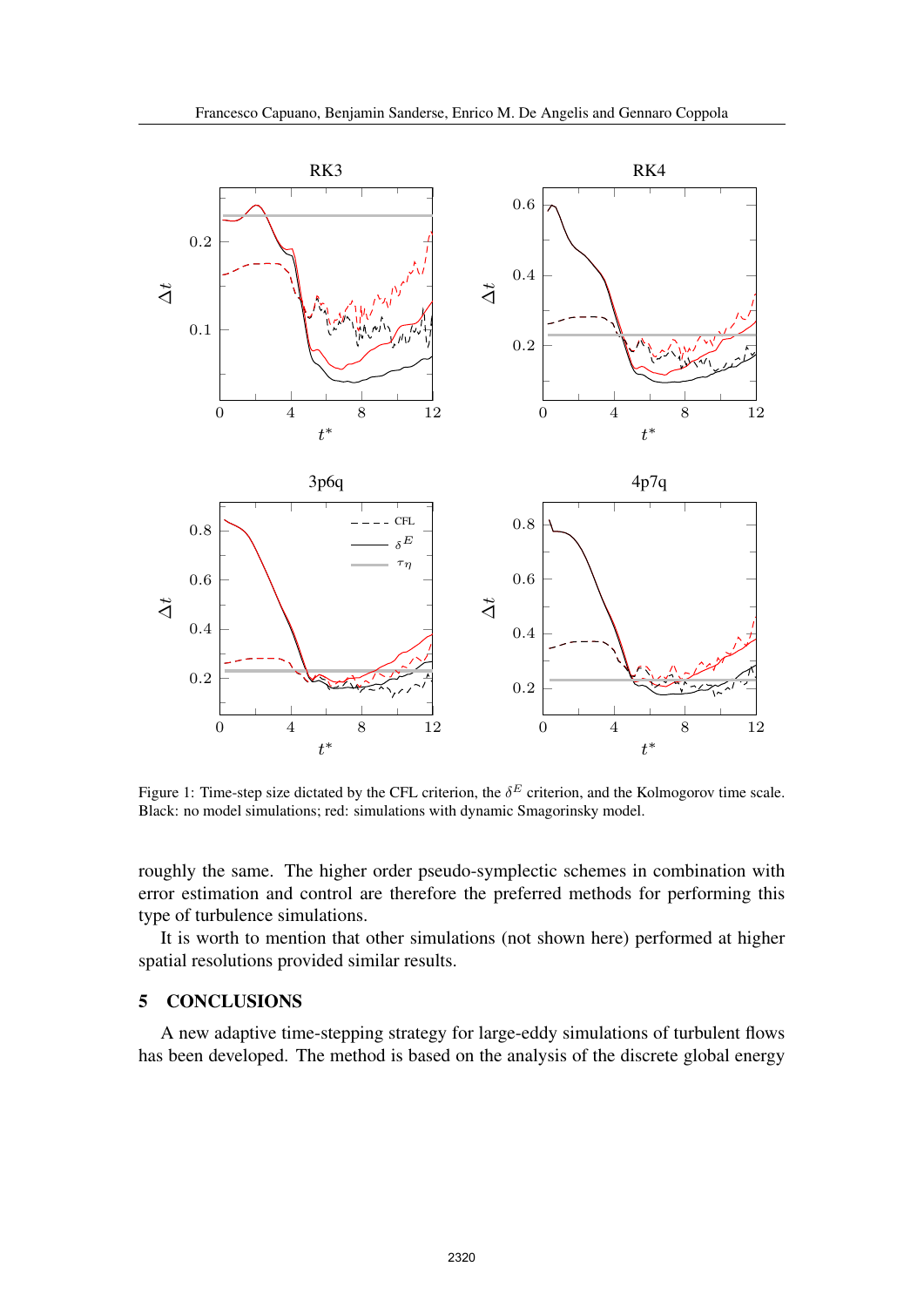Figure 1: Time-step size dictated by the CFL criterion, the $\delta^E$ criterion, and the Kolmogorov time scale. Black: no model simulations; red: simulations with dynamic Smagorinsky model.

roughly the same. The higher order pseudo-symplectic schemes in combination with error estimation and control are therefore the preferred methods for performing this type of turbulence simulations.

It is worth to mention that other simulations (not shown here) performed at higher spatial resolutions provided similar results.

## 5 CONCLUSIONS

A new adaptive time-stepping strategy for large-eddy simulations of turbulent flows has been developed. The method is based on the analysis of the discrete global energy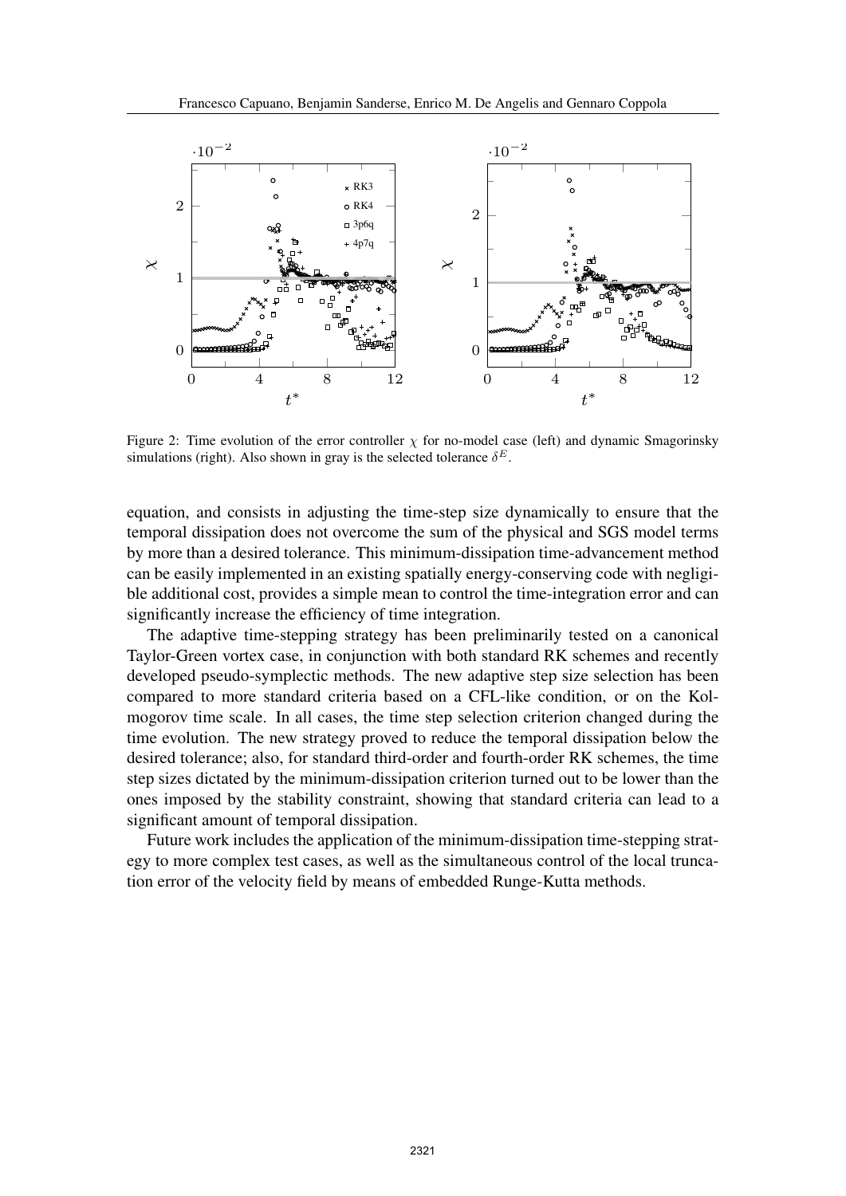Figure 2: Time evolution of the error controller $\chi$ for no-model case (left) and dynamic Smagorinsky simulations (right). Also shown in gray is the selected tolerance $\delta^E$.

equation, and consists in adjusting the time-step size dynamically to ensure that the temporal dissipation does not overcome the sum of the physical and SGS model terms by more than a desired tolerance. This minimum-dissipation time-advancement method can be easily implemented in an existing spatially energy-conserving code with negligible additional cost, provides a simple mean to control the time-integration error and can significantly increase the efficiency of time integration.

The adaptive time-stepping strategy has been preliminarily tested on a canonical Taylor-Green vortex case, in conjunction with both standard RK schemes and recently developed pseudo-symplectic methods. The new adaptive step size selection has been compared to more standard criteria based on a CFL-like condition, or on the Kolmogorov time scale. In all cases, the time step selection criterion changed during the time evolution. The new strategy proved to reduce the temporal dissipation below the desired tolerance; also, for standard third-order and fourth-order RK schemes, the time step sizes dictated by the minimum-dissipation criterion turned out to be lower than the ones imposed by the stability constraint, showing that standard criteria can lead to a significant amount of temporal dissipation.

Future work includes the application of the minimum-dissipation time-stepping strategy to more complex test cases, as well as the simultaneous control of the local truncation error of the velocity field by means of embedded Runge-Kutta methods.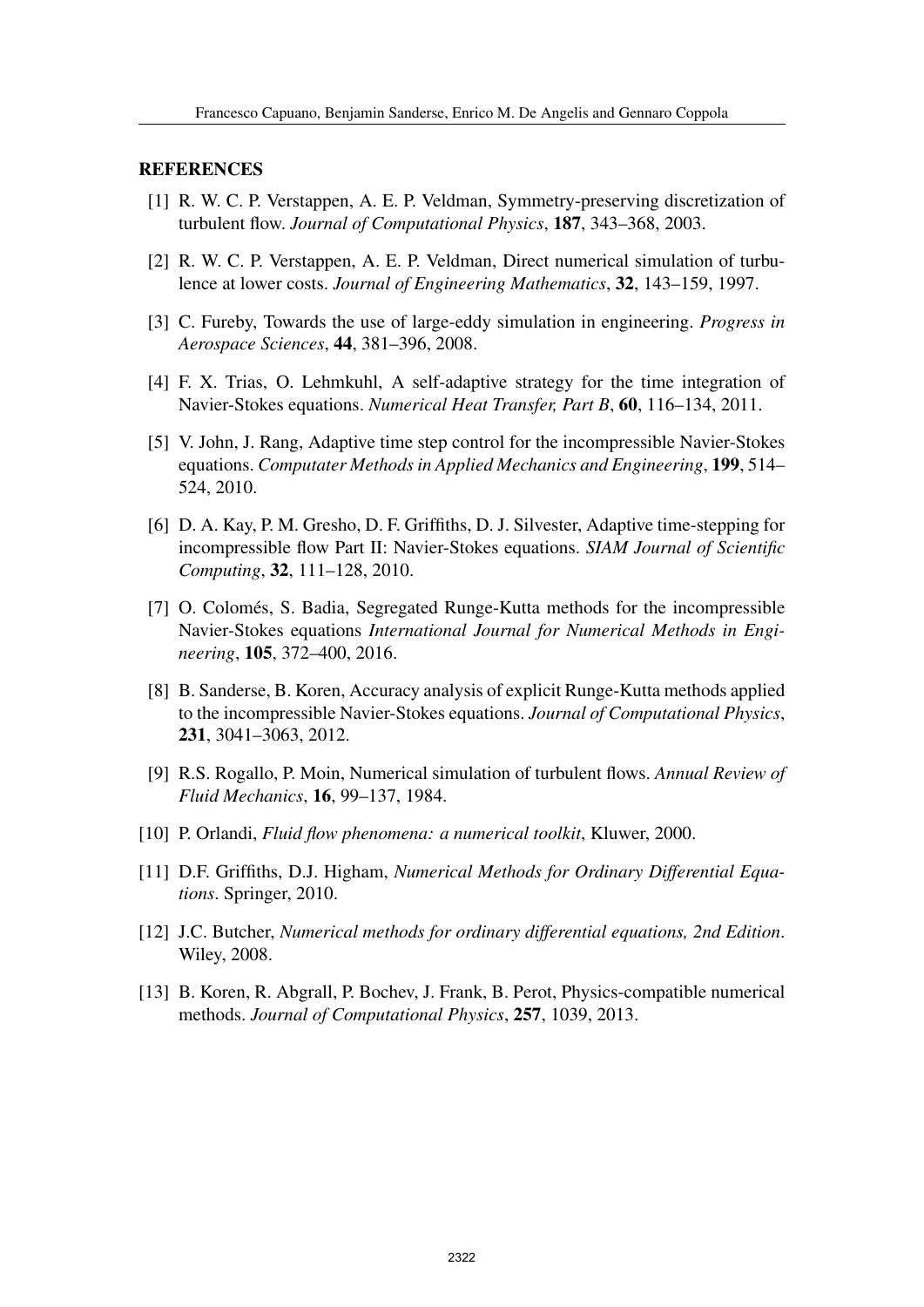## REFERENCES

[1] R. W. C. P. Verstappen, A. E. P. Veldman, Symmetry-preserving discretization of turbulent flow. *Journal of Computational Physics*, **187**, 343–368, 2003.

[2] R. W. C. P. Verstappen, A. E. P. Veldman, Direct numerical simulation of turbulence at lower costs. *Journal of Engineering Mathematics*, **32**, 143–159, 1997.

[3] C. Fureby, Towards the use of large-eddy simulation in engineering. *Progress in Aerospace Sciences*, **44**, 381–396, 2008.

[4] F. X. Trias, O. Lehmkuhl, A self-adaptive strategy for the time integration of Navier-Stokes equations. *Numerical Heat Transfer, Part B*, **60**, 116–134, 2011.

[5] V. John, J. Rang, Adaptive time step control for the incompressible Navier-Stokes equations. *Computater Methods in Applied Mechanics and Engineering*, **199**, 514–524, 2010.

[6] D. A. Kay, P. M. Gresho, D. F. Griffiths, D. J. Silvester, Adaptive time-stepping for incompressible flow Part II: Navier-Stokes equations. *SIAM Journal of Scientific Computing*, **32**, 111–128, 2010.

[7] O. Colomés, S. Badia, Segregated Runge-Kutta methods for the incompressible Navier-Stokes equations *International Journal for Numerical Methods in Engineering*, **105**, 372–400, 2016.

[8] B. Sanderse, B. Koren, Accuracy analysis of explicit Runge-Kutta methods applied to the incompressible Navier-Stokes equations. *Journal of Computational Physics*, **231**, 3041–3063, 2012.

[9] R.S. Rogallo, P. Moin, Numerical simulation of turbulent flows. *Annual Review of Fluid Mechanics*, **16**, 99–137, 1984.

[10] P. Orlandi, *Fluid flow phenomena: a numerical toolkit*, Kluwer, 2000.

[11] D.F. Griffiths, D.J. Higham, *Numerical Methods for Ordinary Differential Equations*. Springer, 2010.

[12] J.C. Butcher, *Numerical methods for ordinary differential equations, 2nd Edition*. Wiley, 2008.

[13] B. Koren, R. Abgrall, P. Bochev, J. Frank, B. Perot, Physics-compatible numerical methods. *Journal of Computational Physics*, **257**, 1039, 2013.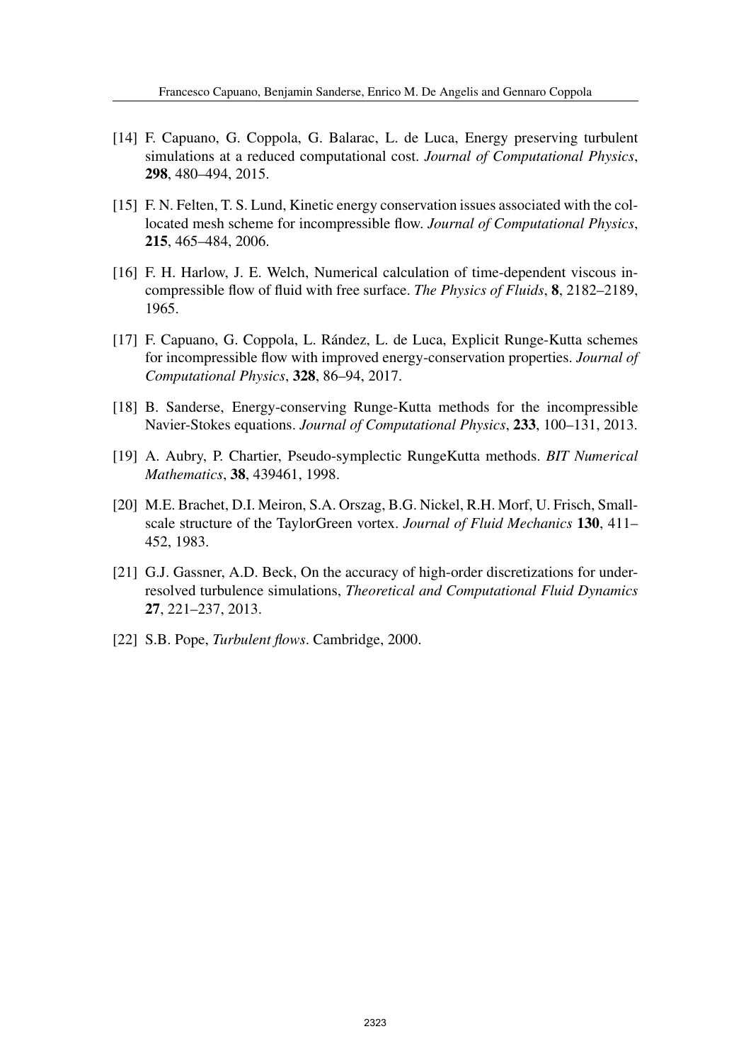[14] F. Capuano, G. Coppola, G. Balarac, L. de Luca, Energy preserving turbulent simulations at a reduced computational cost. *Journal of Computational Physics*, **298**, 480–494, 2015.

[15] F. N. Felten, T. S. Lund, Kinetic energy conservation issues associated with the collocated mesh scheme for incompressible flow. *Journal of Computational Physics*, **215**, 465–484, 2006.

[16] F. H. Harlow, J. E. Welch, Numerical calculation of time-dependent viscous incompressible flow of fluid with free surface. *The Physics of Fluids*, **8**, 2182–2189, 1965.

[17] F. Capuano, G. Coppola, L. Rández, L. de Luca, Explicit Runge-Kutta schemes for incompressible flow with improved energy-conservation properties. *Journal of Computational Physics*, **328**, 86–94, 2017.

[18] B. Sanderse, Energy-conserving Runge-Kutta methods for the incompressible Navier-Stokes equations. *Journal of Computational Physics*, **233**, 100–131, 2013.

[19] A. Aubry, P. Chartier, Pseudo-symplectic RungeKutta methods. *BIT Numerical Mathematics*, **38**, 439461, 1998.

[20] M.E. Brachet, D.I. Meiron, S.A. Orszag, B.G. Nickel, R.H. Morf, U. Frisch, Small-scale structure of the TaylorGreen vortex. *Journal of Fluid Mechanics* **130**, 411–452, 1983.

[21] G.J. Gassner, A.D. Beck, On the accuracy of high-order discretizations for underresolved turbulence simulations, *Theoretical and Computational Fluid Dynamics* **27**, 221–237, 2013.

[22] S.B. Pope, *Turbulent flows*. Cambridge, 2000.